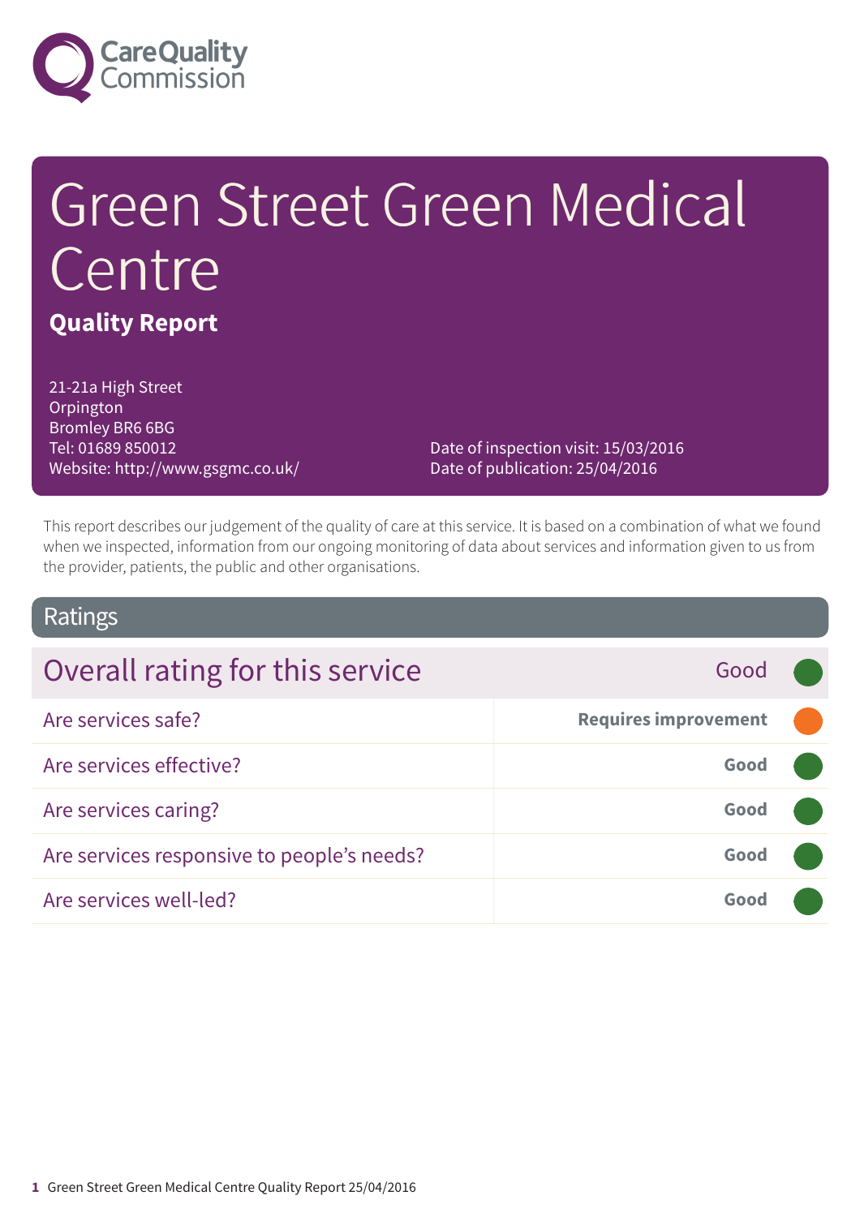Care Quality Commission

# Green Street Green Medical Centre

**Quality Report**

21-21a High Street
Orpington
Bromley BR6 6BG
Tel: 01689 850012
Website: http://www.gsgmc.co.uk/

Date of inspection visit: 15/03/2016
Date of publication: 25/04/2016

This report describes our judgement of the quality of care at this service. It is based on a combination of what we found when we inspected, information from our ongoing monitoring of data about services and information given to us from the provider, patients, the public and other organisations.

## Ratings

| Overall rating for this service | Good |
|---|---|
| Are services safe? | **Requires improvement** |
| Are services effective? | **Good** |
| Are services caring? | **Good** |
| Are services responsive to people's needs? | **Good** |
| Are services well-led? | **Good** |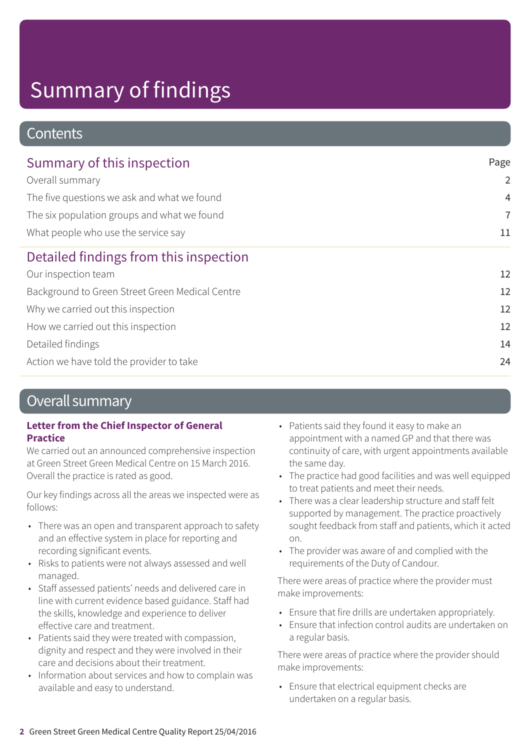# Summary of findings

## Contents

| Summary of this inspection | Page |
|---|---|
| Overall summary | 2 |
| The five questions we ask and what we found | 4 |
| The six population groups and what we found | 7 |
| What people who use the service say | 11 |

| Detailed findings from this inspection | |
|---|---|
| Our inspection team | 12 |
| Background to Green Street Green Medical Centre | 12 |
| Why we carried out this inspection | 12 |
| How we carried out this inspection | 12 |
| Detailed findings | 14 |
| Action we have told the provider to take | 24 |

## Overall summary

**Letter from the Chief Inspector of General Practice**

We carried out an announced comprehensive inspection at Green Street Green Medical Centre on 15 March 2016. Overall the practice is rated as good.

Our key findings across all the areas we inspected were as follows:

- There was an open and transparent approach to safety and an effective system in place for reporting and recording significant events.
- Risks to patients were not always assessed and well managed.
- Staff assessed patients' needs and delivered care in line with current evidence based guidance. Staff had the skills, knowledge and experience to deliver effective care and treatment.
- Patients said they were treated with compassion, dignity and respect and they were involved in their care and decisions about their treatment.
- Information about services and how to complain was available and easy to understand.
- Patients said they found it easy to make an appointment with a named GP and that there was continuity of care, with urgent appointments available the same day.
- The practice had good facilities and was well equipped to treat patients and meet their needs.
- There was a clear leadership structure and staff felt supported by management. The practice proactively sought feedback from staff and patients, which it acted on.
- The provider was aware of and complied with the requirements of the Duty of Candour.

There were areas of practice where the provider must make improvements:

- Ensure that fire drills are undertaken appropriately.
- Ensure that infection control audits are undertaken on a regular basis.

There were areas of practice where the provider should make improvements:

- Ensure that electrical equipment checks are undertaken on a regular basis.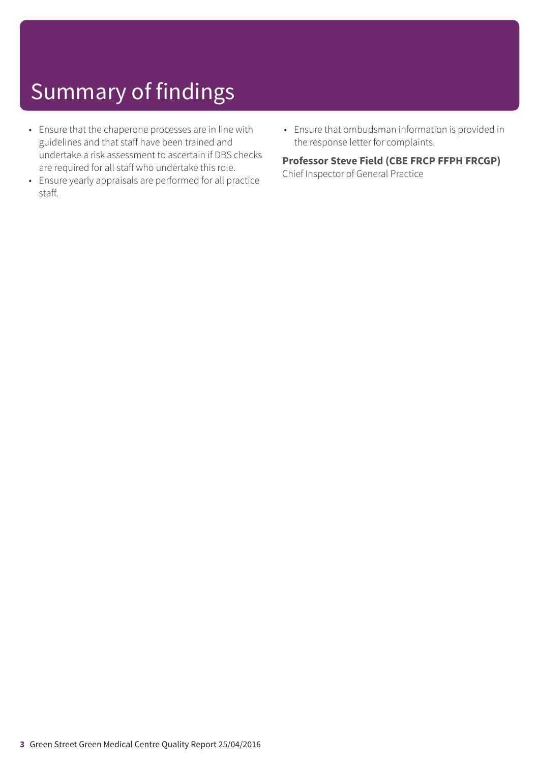# Summary of findings

- Ensure that the chaperone processes are in line with guidelines and that staff have been trained and undertake a risk assessment to ascertain if DBS checks are required for all staff who undertake this role.
- Ensure yearly appraisals are performed for all practice staff.
- Ensure that ombudsman information is provided in the response letter for complaints.

**Professor Steve Field (CBE FRCP FFPH FRCGP)**
Chief Inspector of General Practice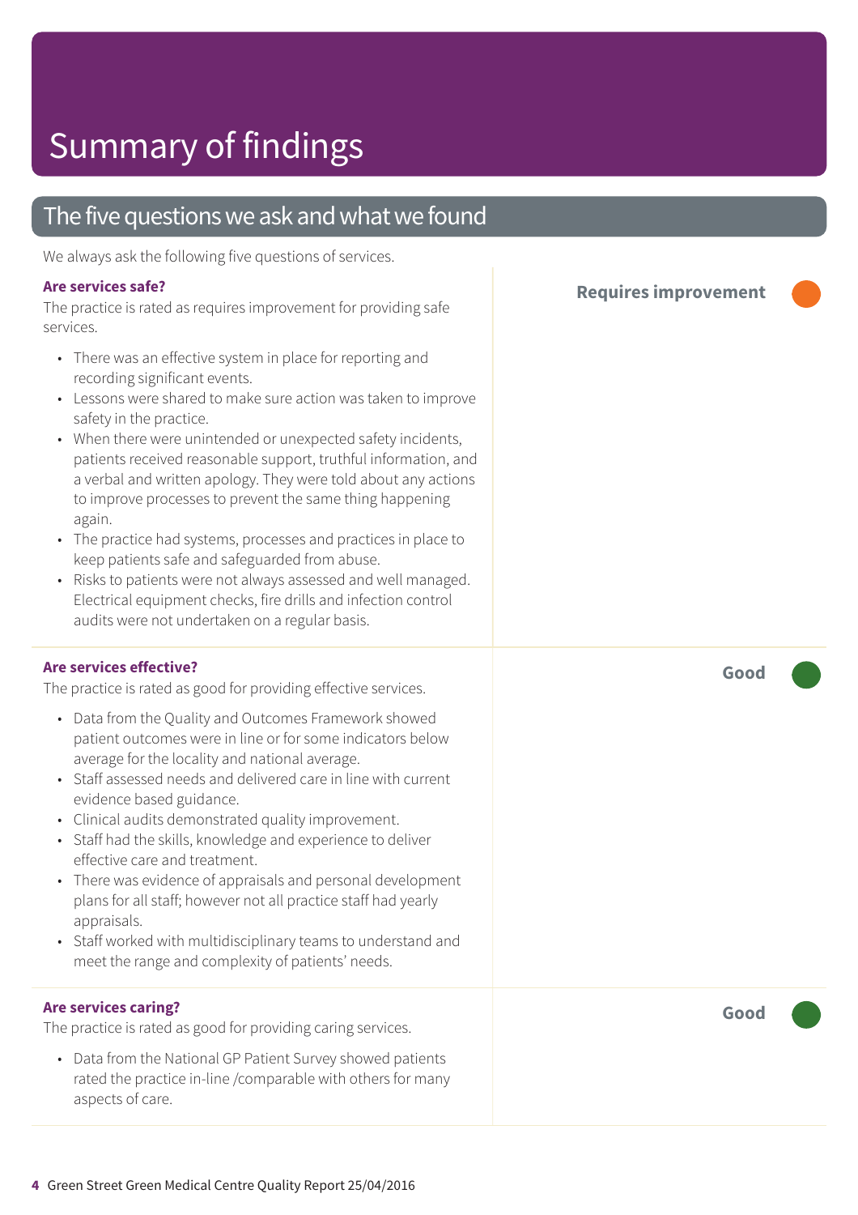# Summary of findings

## The five questions we ask and what we found

We always ask the following five questions of services.

### Are services safe?

**Requires improvement**

The practice is rated as requires improvement for providing safe services.

- There was an effective system in place for reporting and recording significant events.
- Lessons were shared to make sure action was taken to improve safety in the practice.
- When there were unintended or unexpected safety incidents, patients received reasonable support, truthful information, and a verbal and written apology. They were told about any actions to improve processes to prevent the same thing happening again.
- The practice had systems, processes and practices in place to keep patients safe and safeguarded from abuse.
- Risks to patients were not always assessed and well managed. Electrical equipment checks, fire drills and infection control audits were not undertaken on a regular basis.

### Are services effective?

**Good**

The practice is rated as good for providing effective services.

- Data from the Quality and Outcomes Framework showed patient outcomes were in line or for some indicators below average for the locality and national average.
- Staff assessed needs and delivered care in line with current evidence based guidance.
- Clinical audits demonstrated quality improvement.
- Staff had the skills, knowledge and experience to deliver effective care and treatment.
- There was evidence of appraisals and personal development plans for all staff; however not all practice staff had yearly appraisals.
- Staff worked with multidisciplinary teams to understand and meet the range and complexity of patients' needs.

### Are services caring?

**Good**

The practice is rated as good for providing caring services.

- Data from the National GP Patient Survey showed patients rated the practice in-line /comparable with others for many aspects of care.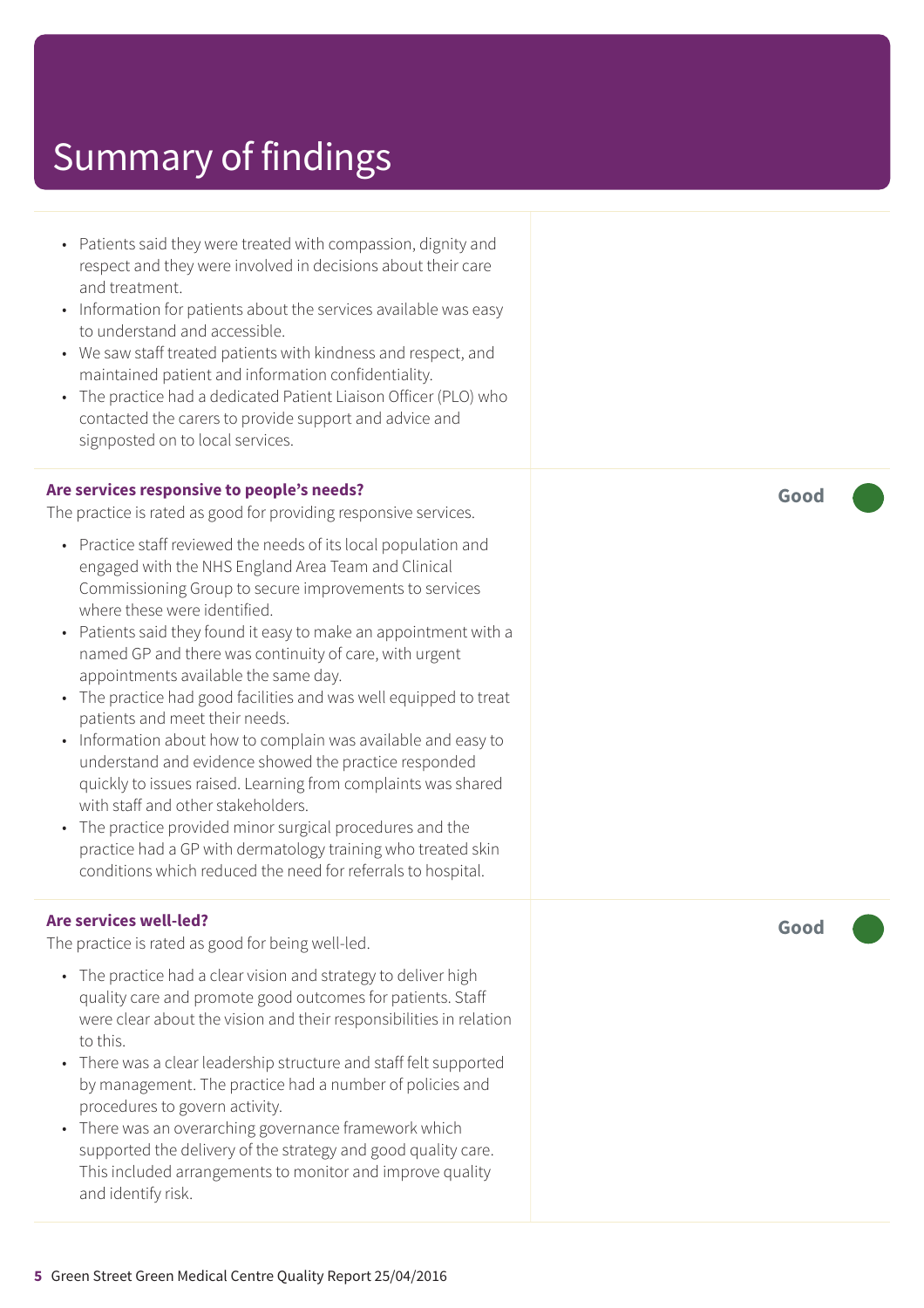# Summary of findings

- Patients said they were treated with compassion, dignity and respect and they were involved in decisions about their care and treatment.
- Information for patients about the services available was easy to understand and accessible.
- We saw staff treated patients with kindness and respect, and maintained patient and information confidentiality.
- The practice had a dedicated Patient Liaison Officer (PLO) who contacted the carers to provide support and advice and signposted on to local services.

**Are services responsive to people's needs?**

**Good**

The practice is rated as good for providing responsive services.

- Practice staff reviewed the needs of its local population and engaged with the NHS England Area Team and Clinical Commissioning Group to secure improvements to services where these were identified.
- Patients said they found it easy to make an appointment with a named GP and there was continuity of care, with urgent appointments available the same day.
- The practice had good facilities and was well equipped to treat patients and meet their needs.
- Information about how to complain was available and easy to understand and evidence showed the practice responded quickly to issues raised. Learning from complaints was shared with staff and other stakeholders.
- The practice provided minor surgical procedures and the practice had a GP with dermatology training who treated skin conditions which reduced the need for referrals to hospital.

**Are services well-led?**

**Good**

The practice is rated as good for being well-led.

- The practice had a clear vision and strategy to deliver high quality care and promote good outcomes for patients. Staff were clear about the vision and their responsibilities in relation to this.
- There was a clear leadership structure and staff felt supported by management. The practice had a number of policies and procedures to govern activity.
- There was an overarching governance framework which supported the delivery of the strategy and good quality care. This included arrangements to monitor and improve quality and identify risk.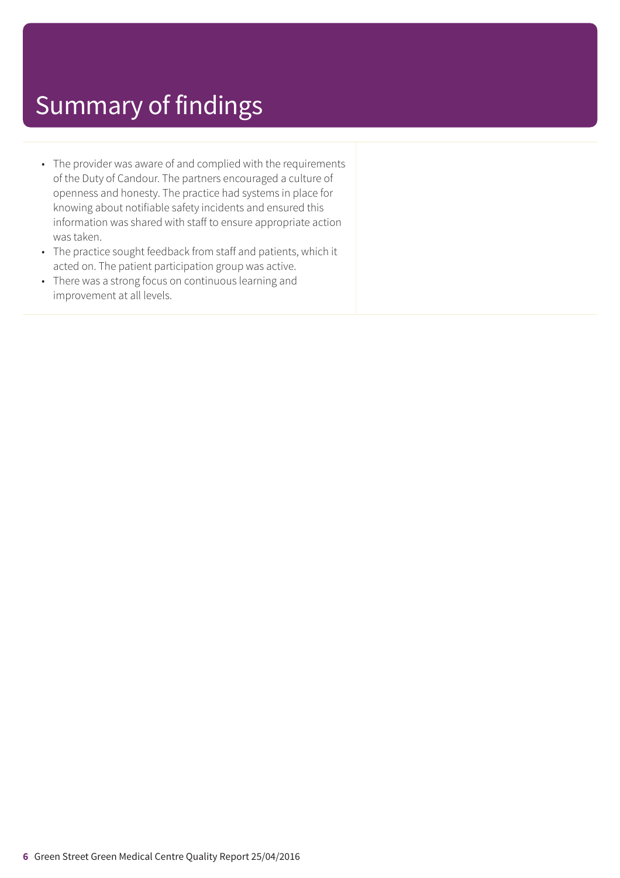# Summary of findings

- The provider was aware of and complied with the requirements of the Duty of Candour. The partners encouraged a culture of openness and honesty. The practice had systems in place for knowing about notifiable safety incidents and ensured this information was shared with staff to ensure appropriate action was taken.
- The practice sought feedback from staff and patients, which it acted on. The patient participation group was active.
- There was a strong focus on continuous learning and improvement at all levels.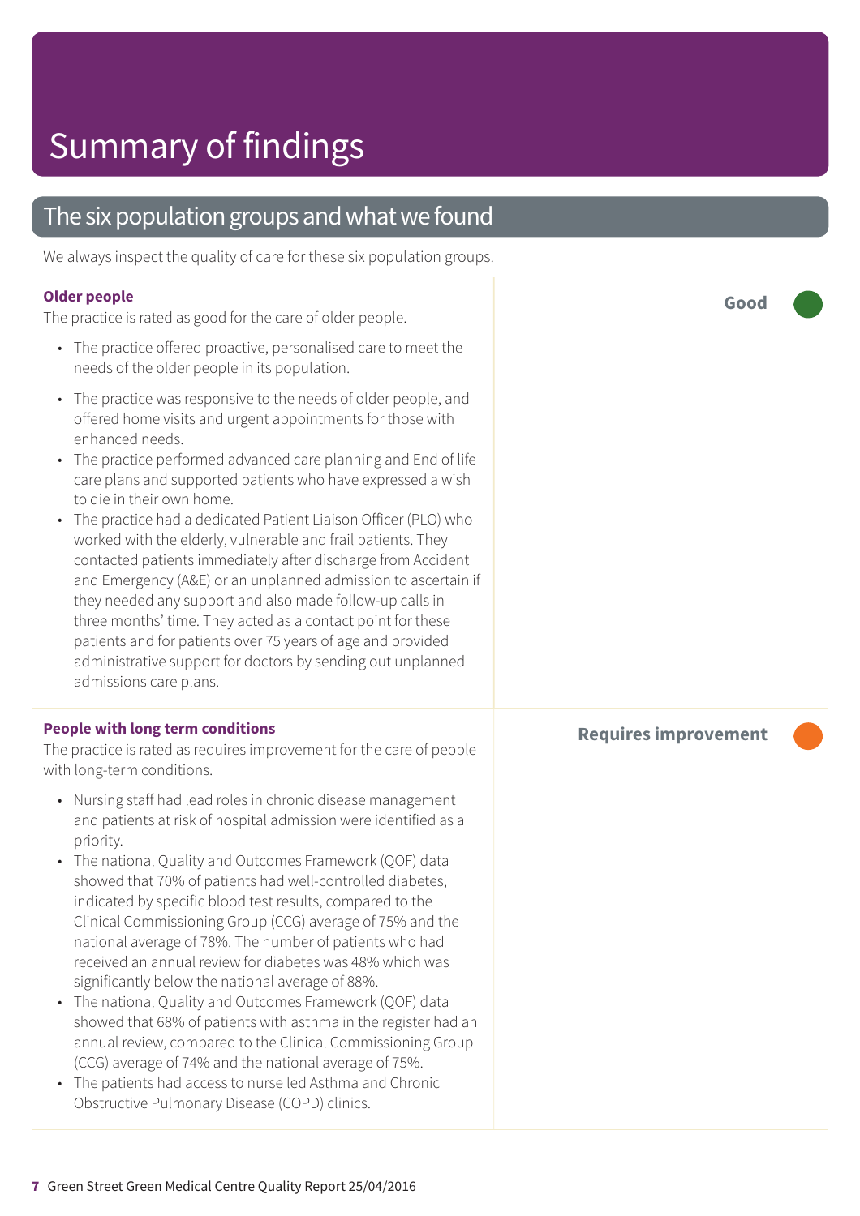# Summary of findings

## The six population groups and what we found

We always inspect the quality of care for these six population groups.

### Older people

**Good**

The practice is rated as good for the care of older people.

- The practice offered proactive, personalised care to meet the needs of the older people in its population.
- The practice was responsive to the needs of older people, and offered home visits and urgent appointments for those with enhanced needs.
- The practice performed advanced care planning and End of life care plans and supported patients who have expressed a wish to die in their own home.
- The practice had a dedicated Patient Liaison Officer (PLO) who worked with the elderly, vulnerable and frail patients. They contacted patients immediately after discharge from Accident and Emergency (A&E) or an unplanned admission to ascertain if they needed any support and also made follow-up calls in three months' time. They acted as a contact point for these patients and for patients over 75 years of age and provided administrative support for doctors by sending out unplanned admissions care plans.

### People with long term conditions

**Requires improvement**

The practice is rated as requires improvement for the care of people with long-term conditions.

- Nursing staff had lead roles in chronic disease management and patients at risk of hospital admission were identified as a priority.
- The national Quality and Outcomes Framework (QOF) data showed that 70% of patients had well-controlled diabetes, indicated by specific blood test results, compared to the Clinical Commissioning Group (CCG) average of 75% and the national average of 78%. The number of patients who had received an annual review for diabetes was 48% which was significantly below the national average of 88%.
- The national Quality and Outcomes Framework (QOF) data showed that 68% of patients with asthma in the register had an annual review, compared to the Clinical Commissioning Group (CCG) average of 74% and the national average of 75%.
- The patients had access to nurse led Asthma and Chronic Obstructive Pulmonary Disease (COPD) clinics.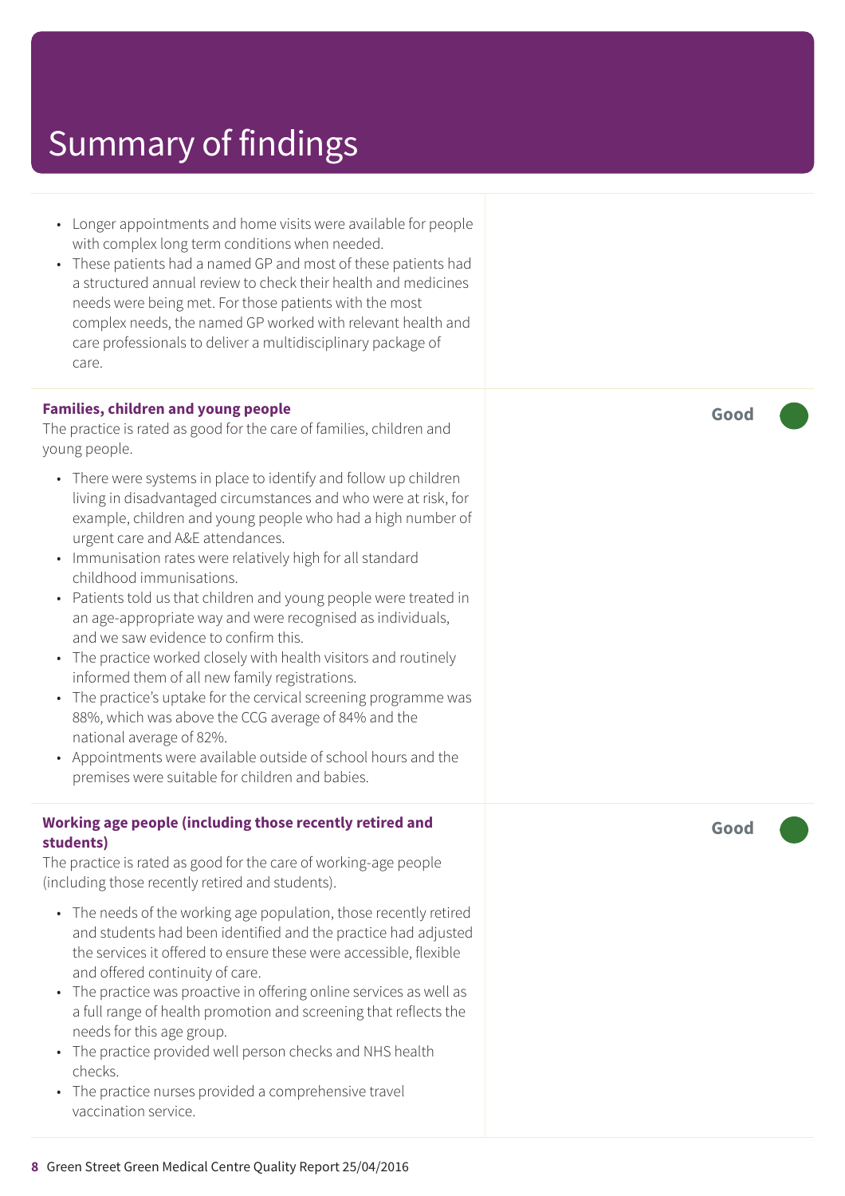# Summary of findings

- Longer appointments and home visits were available for people with complex long term conditions when needed.
- These patients had a named GP and most of these patients had a structured annual review to check their health and medicines needs were being met. For those patients with the most complex needs, the named GP worked with relevant health and care professionals to deliver a multidisciplinary package of care.

**Families, children and young people** — **Good**

The practice is rated as good for the care of families, children and young people.

- There were systems in place to identify and follow up children living in disadvantaged circumstances and who were at risk, for example, children and young people who had a high number of urgent care and A&E attendances.
- Immunisation rates were relatively high for all standard childhood immunisations.
- Patients told us that children and young people were treated in an age-appropriate way and were recognised as individuals, and we saw evidence to confirm this.
- The practice worked closely with health visitors and routinely informed them of all new family registrations.
- The practice's uptake for the cervical screening programme was 88%, which was above the CCG average of 84% and the national average of 82%.
- Appointments were available outside of school hours and the premises were suitable for children and babies.

**Working age people (including those recently retired and students)** — **Good**

The practice is rated as good for the care of working-age people (including those recently retired and students).

- The needs of the working age population, those recently retired and students had been identified and the practice had adjusted the services it offered to ensure these were accessible, flexible and offered continuity of care.
- The practice was proactive in offering online services as well as a full range of health promotion and screening that reflects the needs for this age group.
- The practice provided well person checks and NHS health checks.
- The practice nurses provided a comprehensive travel vaccination service.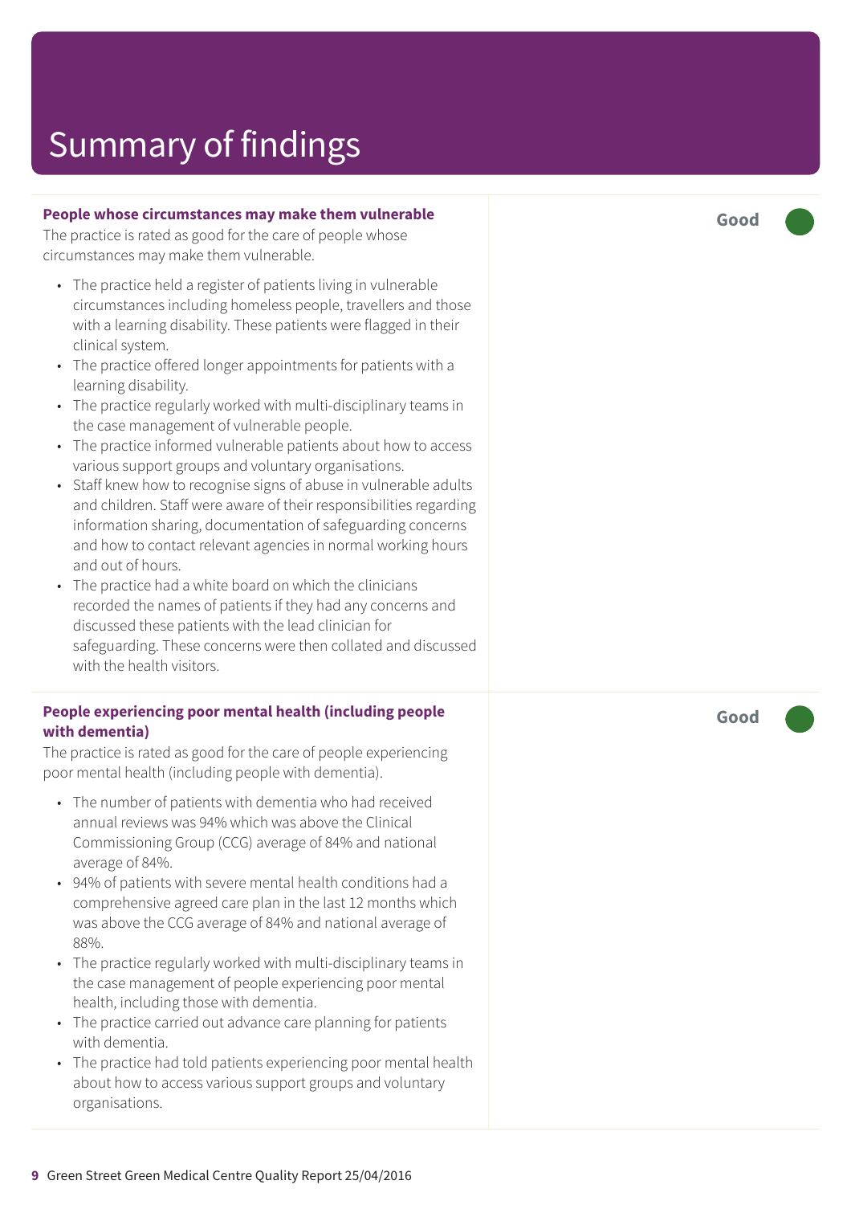# Summary of findings

**People whose circumstances may make them vulnerable**

**Good**

The practice is rated as good for the care of people whose circumstances may make them vulnerable.

- The practice held a register of patients living in vulnerable circumstances including homeless people, travellers and those with a learning disability. These patients were flagged in their clinical system.
- The practice offered longer appointments for patients with a learning disability.
- The practice regularly worked with multi-disciplinary teams in the case management of vulnerable people.
- The practice informed vulnerable patients about how to access various support groups and voluntary organisations.
- Staff knew how to recognise signs of abuse in vulnerable adults and children. Staff were aware of their responsibilities regarding information sharing, documentation of safeguarding concerns and how to contact relevant agencies in normal working hours and out of hours.
- The practice had a white board on which the clinicians recorded the names of patients if they had any concerns and discussed these patients with the lead clinician for safeguarding. These concerns were then collated and discussed with the health visitors.

**People experiencing poor mental health (including people with dementia)**

**Good**

The practice is rated as good for the care of people experiencing poor mental health (including people with dementia).

- The number of patients with dementia who had received annual reviews was 94% which was above the Clinical Commissioning Group (CCG) average of 84% and national average of 84%.
- 94% of patients with severe mental health conditions had a comprehensive agreed care plan in the last 12 months which was above the CCG average of 84% and national average of 88%.
- The practice regularly worked with multi-disciplinary teams in the case management of people experiencing poor mental health, including those with dementia.
- The practice carried out advance care planning for patients with dementia.
- The practice had told patients experiencing poor mental health about how to access various support groups and voluntary organisations.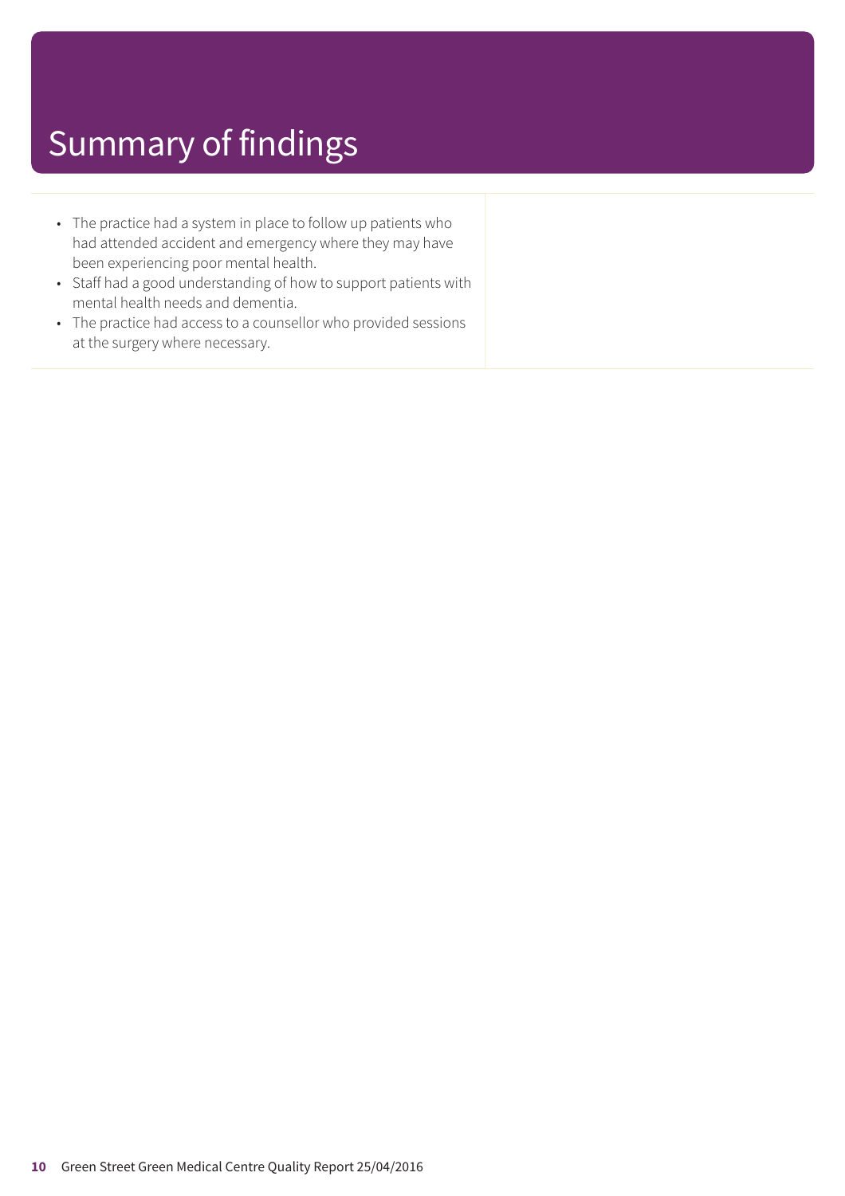# Summary of findings

- The practice had a system in place to follow up patients who had attended accident and emergency where they may have been experiencing poor mental health.
- Staff had a good understanding of how to support patients with mental health needs and dementia.
- The practice had access to a counsellor who provided sessions at the surgery where necessary.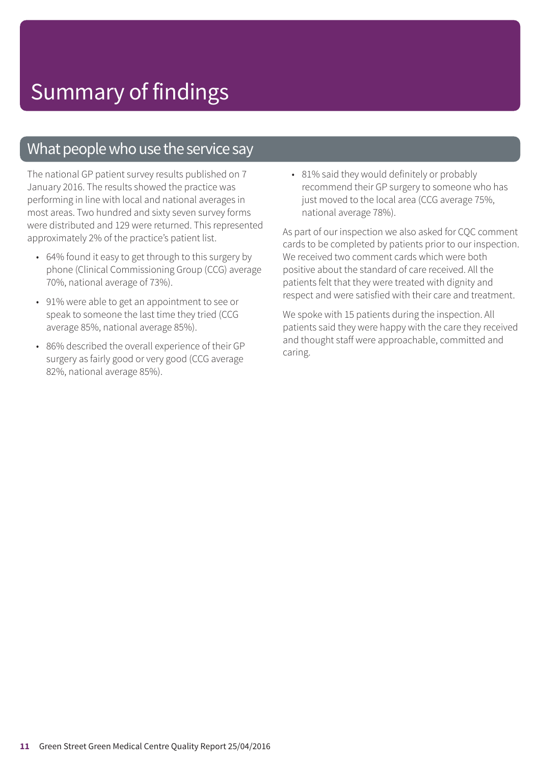# Summary of findings

## What people who use the service say

The national GP patient survey results published on 7 January 2016. The results showed the practice was performing in line with local and national averages in most areas. Two hundred and sixty seven survey forms were distributed and 129 were returned. This represented approximately 2% of the practice's patient list.

- 64% found it easy to get through to this surgery by phone (Clinical Commissioning Group (CCG) average 70%, national average of 73%).
- 91% were able to get an appointment to see or speak to someone the last time they tried (CCG average 85%, national average 85%).
- 86% described the overall experience of their GP surgery as fairly good or very good (CCG average 82%, national average 85%).
- 81% said they would definitely or probably recommend their GP surgery to someone who has just moved to the local area (CCG average 75%, national average 78%).

As part of our inspection we also asked for CQC comment cards to be completed by patients prior to our inspection. We received two comment cards which were both positive about the standard of care received. All the patients felt that they were treated with dignity and respect and were satisfied with their care and treatment.

We spoke with 15 patients during the inspection. All patients said they were happy with the care they received and thought staff were approachable, committed and caring.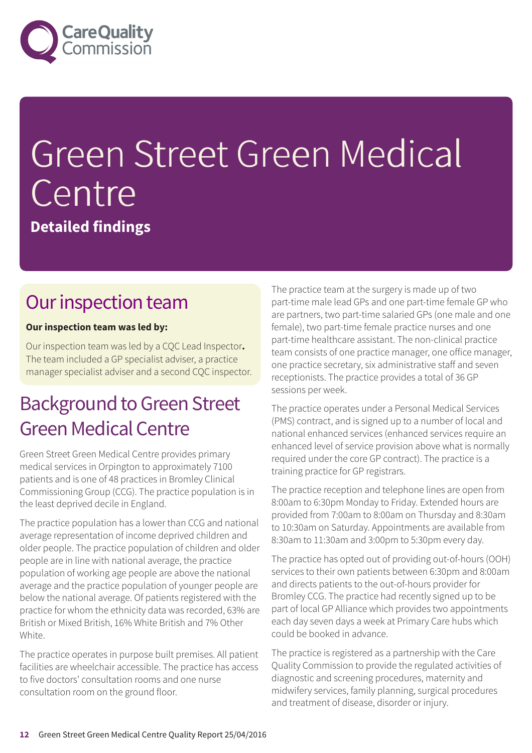# Green Street Green Medical Centre

**Detailed findings**

## Our inspection team

**Our inspection team was led by:**

Our inspection team was led by a CQC Lead Inspector**.** The team included a GP specialist adviser, a practice manager specialist adviser and a second CQC inspector.

## Background to Green Street Green Medical Centre

Green Street Green Medical Centre provides primary medical services in Orpington to approximately 7100 patients and is one of 48 practices in Bromley Clinical Commissioning Group (CCG). The practice population is in the least deprived decile in England.

The practice population has a lower than CCG and national average representation of income deprived children and older people. The practice population of children and older people are in line with national average, the practice population of working age people are above the national average and the practice population of younger people are below the national average. Of patients registered with the practice for whom the ethnicity data was recorded, 63% are British or Mixed British, 16% White British and 7% Other White.

The practice operates in purpose built premises. All patient facilities are wheelchair accessible. The practice has access to five doctors' consultation rooms and one nurse consultation room on the ground floor.

The practice team at the surgery is made up of two part-time male lead GPs and one part-time female GP who are partners, two part-time salaried GPs (one male and one female), two part-time female practice nurses and one part-time healthcare assistant. The non-clinical practice team consists of one practice manager, one office manager, one practice secretary, six administrative staff and seven receptionists. The practice provides a total of 36 GP sessions per week.

The practice operates under a Personal Medical Services (PMS) contract, and is signed up to a number of local and national enhanced services (enhanced services require an enhanced level of service provision above what is normally required under the core GP contract). The practice is a training practice for GP registrars.

The practice reception and telephone lines are open from 8:00am to 6:30pm Monday to Friday. Extended hours are provided from 7:00am to 8:00am on Thursday and 8:30am to 10:30am on Saturday. Appointments are available from 8:30am to 11:30am and 3:00pm to 5:30pm every day.

The practice has opted out of providing out-of-hours (OOH) services to their own patients between 6:30pm and 8:00am and directs patients to the out-of-hours provider for Bromley CCG. The practice had recently signed up to be part of local GP Alliance which provides two appointments each day seven days a week at Primary Care hubs which could be booked in advance.

The practice is registered as a partnership with the Care Quality Commission to provide the regulated activities of diagnostic and screening procedures, maternity and midwifery services, family planning, surgical procedures and treatment of disease, disorder or injury.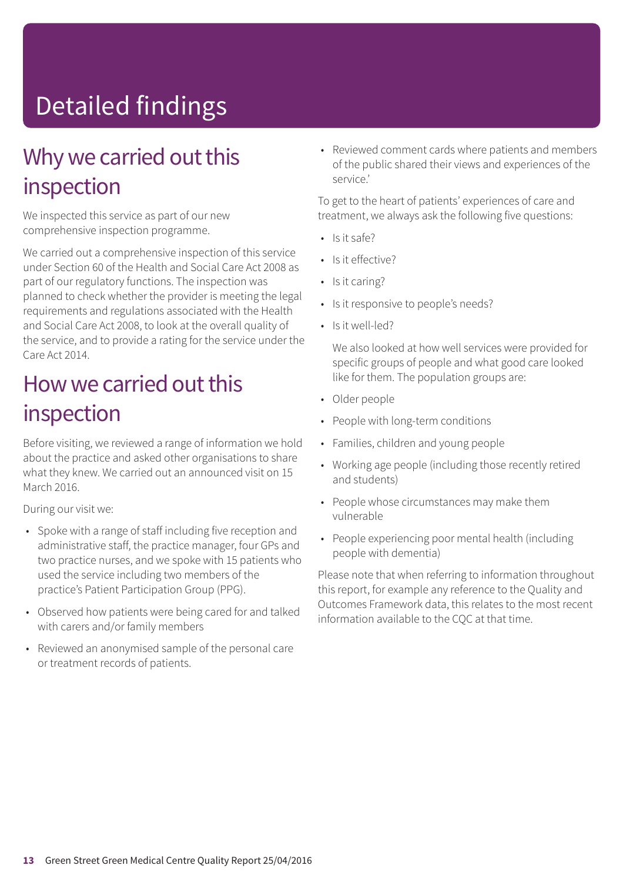# Detailed findings

## Why we carried out this inspection

We inspected this service as part of our new comprehensive inspection programme.

We carried out a comprehensive inspection of this service under Section 60 of the Health and Social Care Act 2008 as part of our regulatory functions. The inspection was planned to check whether the provider is meeting the legal requirements and regulations associated with the Health and Social Care Act 2008, to look at the overall quality of the service, and to provide a rating for the service under the Care Act 2014.

## How we carried out this inspection

Before visiting, we reviewed a range of information we hold about the practice and asked other organisations to share what they knew. We carried out an announced visit on 15 March 2016.

During our visit we:

- Spoke with a range of staff including five reception and administrative staff, the practice manager, four GPs and two practice nurses, and we spoke with 15 patients who used the service including two members of the practice's Patient Participation Group (PPG).
- Observed how patients were being cared for and talked with carers and/or family members
- Reviewed an anonymised sample of the personal care or treatment records of patients.
- Reviewed comment cards where patients and members of the public shared their views and experiences of the service.'

To get to the heart of patients' experiences of care and treatment, we always ask the following five questions:

- Is it safe?
- Is it effective?
- Is it caring?
- Is it responsive to people's needs?
- Is it well-led?

  We also looked at how well services were provided for specific groups of people and what good care looked like for them. The population groups are:

- Older people
- People with long-term conditions
- Families, children and young people
- Working age people (including those recently retired and students)
- People whose circumstances may make them vulnerable
- People experiencing poor mental health (including people with dementia)

Please note that when referring to information throughout this report, for example any reference to the Quality and Outcomes Framework data, this relates to the most recent information available to the CQC at that time.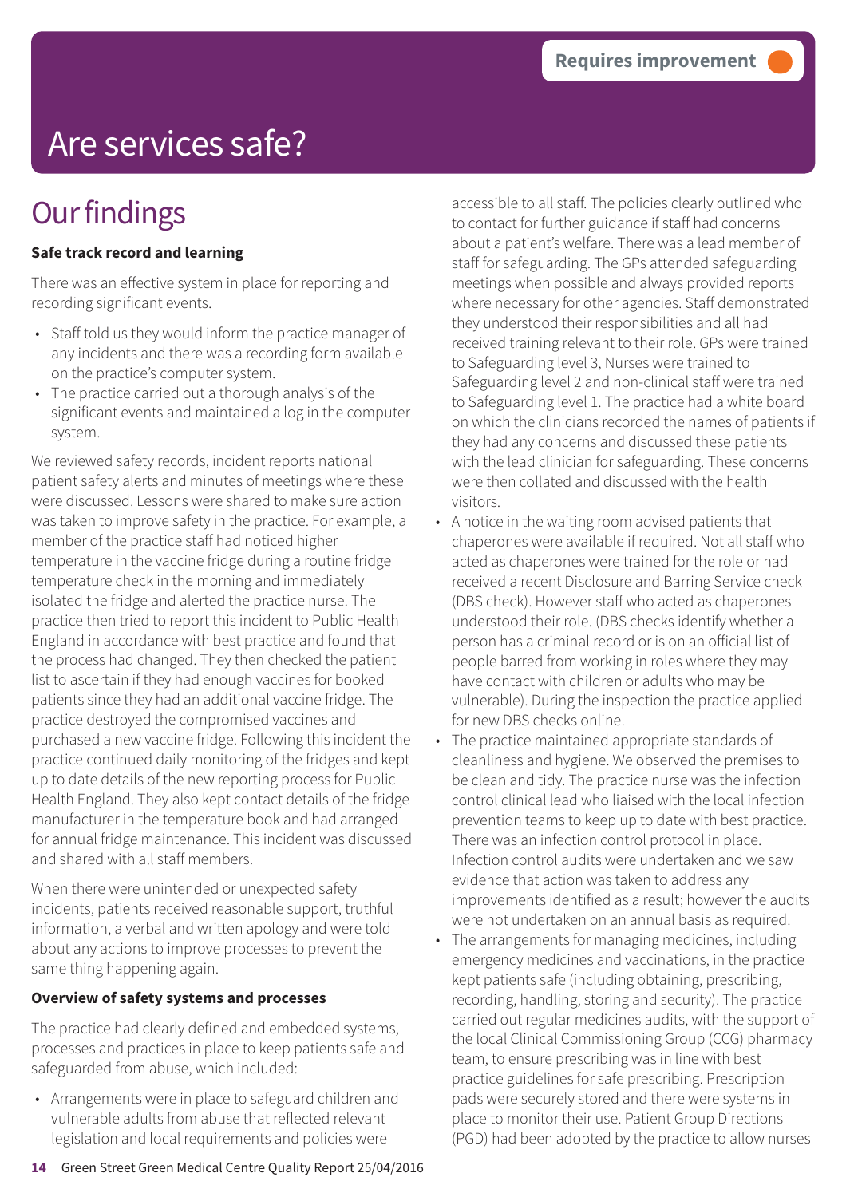Requires improvement

# Are services safe?

## Our findings

**Safe track record and learning**

There was an effective system in place for reporting and recording significant events.

- Staff told us they would inform the practice manager of any incidents and there was a recording form available on the practice's computer system.
- The practice carried out a thorough analysis of the significant events and maintained a log in the computer system.

We reviewed safety records, incident reports national patient safety alerts and minutes of meetings where these were discussed. Lessons were shared to make sure action was taken to improve safety in the practice. For example, a member of the practice staff had noticed higher temperature in the vaccine fridge during a routine fridge temperature check in the morning and immediately isolated the fridge and alerted the practice nurse. The practice then tried to report this incident to Public Health England in accordance with best practice and found that the process had changed. They then checked the patient list to ascertain if they had enough vaccines for booked patients since they had an additional vaccine fridge. The practice destroyed the compromised vaccines and purchased a new vaccine fridge. Following this incident the practice continued daily monitoring of the fridges and kept up to date details of the new reporting process for Public Health England. They also kept contact details of the fridge manufacturer in the temperature book and had arranged for annual fridge maintenance. This incident was discussed and shared with all staff members.

When there were unintended or unexpected safety incidents, patients received reasonable support, truthful information, a verbal and written apology and were told about any actions to improve processes to prevent the same thing happening again.

**Overview of safety systems and processes**

The practice had clearly defined and embedded systems, processes and practices in place to keep patients safe and safeguarded from abuse, which included:

- Arrangements were in place to safeguard children and vulnerable adults from abuse that reflected relevant legislation and local requirements and policies were accessible to all staff. The policies clearly outlined who to contact for further guidance if staff had concerns about a patient's welfare. There was a lead member of staff for safeguarding. The GPs attended safeguarding meetings when possible and always provided reports where necessary for other agencies. Staff demonstrated they understood their responsibilities and all had received training relevant to their role. GPs were trained to Safeguarding level 3, Nurses were trained to Safeguarding level 2 and non-clinical staff were trained to Safeguarding level 1. The practice had a white board on which the clinicians recorded the names of patients if they had any concerns and discussed these patients with the lead clinician for safeguarding. These concerns were then collated and discussed with the health visitors.
- A notice in the waiting room advised patients that chaperones were available if required. Not all staff who acted as chaperones were trained for the role or had received a recent Disclosure and Barring Service check (DBS check). However staff who acted as chaperones understood their role. (DBS checks identify whether a person has a criminal record or is on an official list of people barred from working in roles where they may have contact with children or adults who may be vulnerable). During the inspection the practice applied for new DBS checks online.
- The practice maintained appropriate standards of cleanliness and hygiene. We observed the premises to be clean and tidy. The practice nurse was the infection control clinical lead who liaised with the local infection prevention teams to keep up to date with best practice. There was an infection control protocol in place. Infection control audits were undertaken and we saw evidence that action was taken to address any improvements identified as a result; however the audits were not undertaken on an annual basis as required.
- The arrangements for managing medicines, including emergency medicines and vaccinations, in the practice kept patients safe (including obtaining, prescribing, recording, handling, storing and security). The practice carried out regular medicines audits, with the support of the local Clinical Commissioning Group (CCG) pharmacy team, to ensure prescribing was in line with best practice guidelines for safe prescribing. Prescription pads were securely stored and there were systems in place to monitor their use. Patient Group Directions (PGD) had been adopted by the practice to allow nurses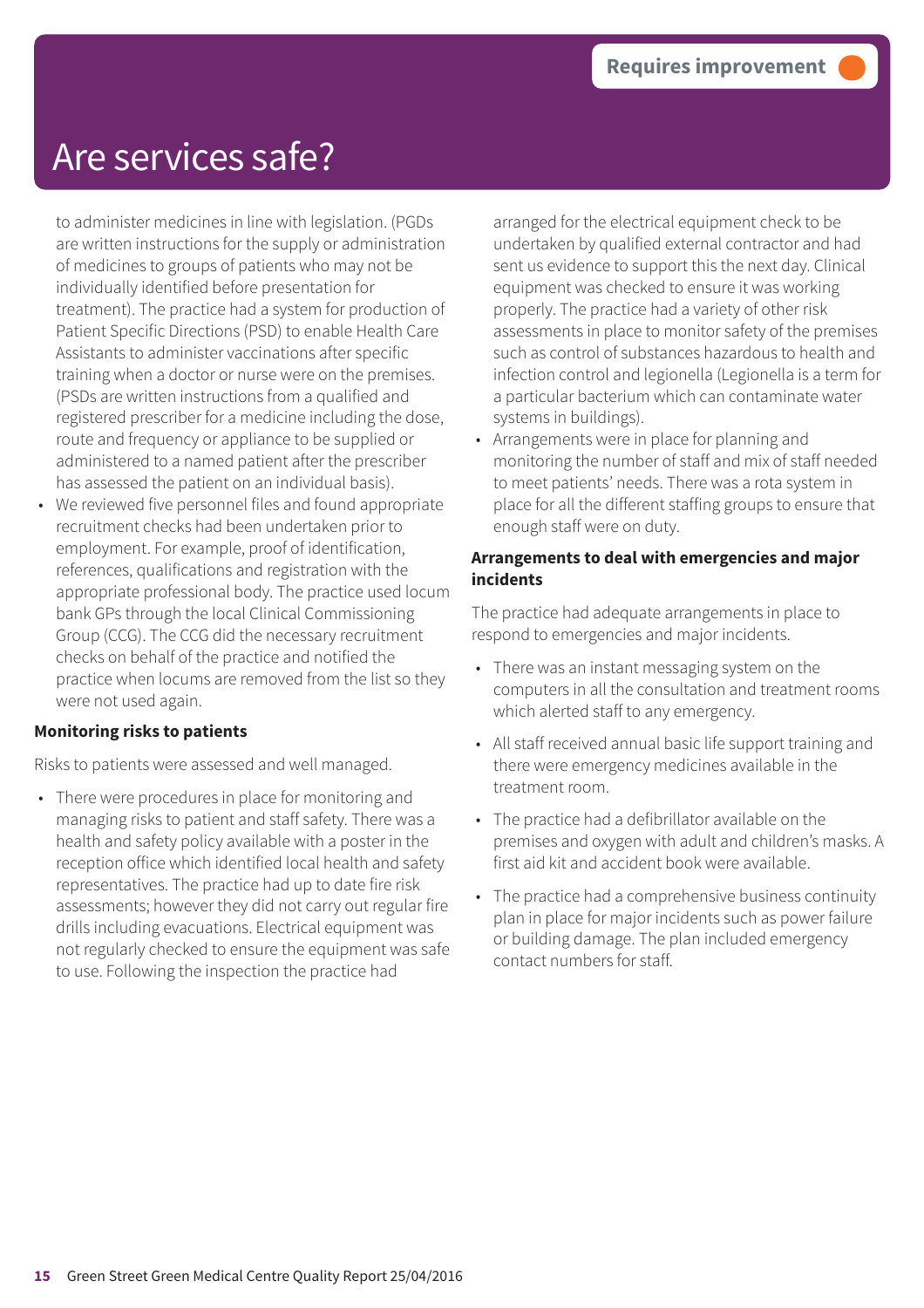Requires improvement

# Are services safe?

to administer medicines in line with legislation. (PGDs are written instructions for the supply or administration of medicines to groups of patients who may not be individually identified before presentation for treatment). The practice had a system for production of Patient Specific Directions (PSD) to enable Health Care Assistants to administer vaccinations after specific training when a doctor or nurse were on the premises. (PSDs are written instructions from a qualified and registered prescriber for a medicine including the dose, route and frequency or appliance to be supplied or administered to a named patient after the prescriber has assessed the patient on an individual basis).

- We reviewed five personnel files and found appropriate recruitment checks had been undertaken prior to employment. For example, proof of identification, references, qualifications and registration with the appropriate professional body. The practice used locum bank GPs through the local Clinical Commissioning Group (CCG). The CCG did the necessary recruitment checks on behalf of the practice and notified the practice when locums are removed from the list so they were not used again.

**Monitoring risks to patients**

Risks to patients were assessed and well managed.

- There were procedures in place for monitoring and managing risks to patient and staff safety. There was a health and safety policy available with a poster in the reception office which identified local health and safety representatives. The practice had up to date fire risk assessments; however they did not carry out regular fire drills including evacuations. Electrical equipment was not regularly checked to ensure the equipment was safe to use. Following the inspection the practice had arranged for the electrical equipment check to be undertaken by qualified external contractor and had sent us evidence to support this the next day. Clinical equipment was checked to ensure it was working properly. The practice had a variety of other risk assessments in place to monitor safety of the premises such as control of substances hazardous to health and infection control and legionella (Legionella is a term for a particular bacterium which can contaminate water systems in buildings).
- Arrangements were in place for planning and monitoring the number of staff and mix of staff needed to meet patients' needs. There was a rota system in place for all the different staffing groups to ensure that enough staff were on duty.

**Arrangements to deal with emergencies and major incidents**

The practice had adequate arrangements in place to respond to emergencies and major incidents.

- There was an instant messaging system on the computers in all the consultation and treatment rooms which alerted staff to any emergency.
- All staff received annual basic life support training and there were emergency medicines available in the treatment room.
- The practice had a defibrillator available on the premises and oxygen with adult and children's masks. A first aid kit and accident book were available.
- The practice had a comprehensive business continuity plan in place for major incidents such as power failure or building damage. The plan included emergency contact numbers for staff.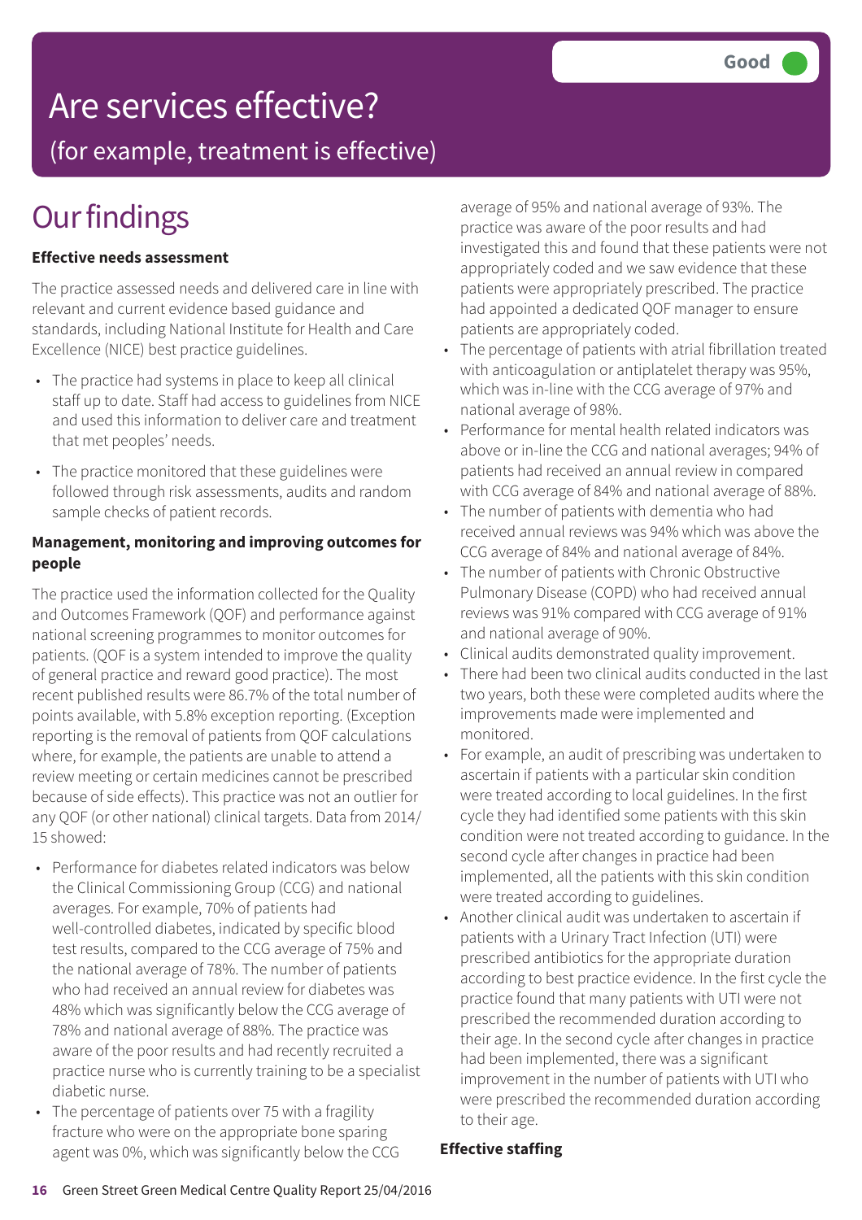# Are services effective?

## (for example, treatment is effective)

**Good**

# Our findings

### Effective needs assessment

The practice assessed needs and delivered care in line with relevant and current evidence based guidance and standards, including National Institute for Health and Care Excellence (NICE) best practice guidelines.

- The practice had systems in place to keep all clinical staff up to date. Staff had access to guidelines from NICE and used this information to deliver care and treatment that met peoples' needs.
- The practice monitored that these guidelines were followed through risk assessments, audits and random sample checks of patient records.

### Management, monitoring and improving outcomes for people

The practice used the information collected for the Quality and Outcomes Framework (QOF) and performance against national screening programmes to monitor outcomes for patients. (QOF is a system intended to improve the quality of general practice and reward good practice). The most recent published results were 86.7% of the total number of points available, with 5.8% exception reporting. (Exception reporting is the removal of patients from QOF calculations where, for example, the patients are unable to attend a review meeting or certain medicines cannot be prescribed because of side effects). This practice was not an outlier for any QOF (or other national) clinical targets. Data from 2014/15 showed:

- Performance for diabetes related indicators was below the Clinical Commissioning Group (CCG) and national averages. For example, 70% of patients had well-controlled diabetes, indicated by specific blood test results, compared to the CCG average of 75% and the national average of 78%. The number of patients who had received an annual review for diabetes was 48% which was significantly below the CCG average of 78% and national average of 88%. The practice was aware of the poor results and had recently recruited a practice nurse who is currently training to be a specialist diabetic nurse.
- The percentage of patients over 75 with a fragility fracture who were on the appropriate bone sparing agent was 0%, which was significantly below the CCG average of 95% and national average of 93%. The practice was aware of the poor results and had investigated this and found that these patients were not appropriately coded and we saw evidence that these patients were appropriately prescribed. The practice had appointed a dedicated QOF manager to ensure patients are appropriately coded.
- The percentage of patients with atrial fibrillation treated with anticoagulation or antiplatelet therapy was 95%, which was in-line with the CCG average of 97% and national average of 98%.
- Performance for mental health related indicators was above or in-line the CCG and national averages; 94% of patients had received an annual review in compared with CCG average of 84% and national average of 88%.
- The number of patients with dementia who had received annual reviews was 94% which was above the CCG average of 84% and national average of 84%.
- The number of patients with Chronic Obstructive Pulmonary Disease (COPD) who had received annual reviews was 91% compared with CCG average of 91% and national average of 90%.
- Clinical audits demonstrated quality improvement.
- There had been two clinical audits conducted in the last two years, both these were completed audits where the improvements made were implemented and monitored.
- For example, an audit of prescribing was undertaken to ascertain if patients with a particular skin condition were treated according to local guidelines. In the first cycle they had identified some patients with this skin condition were not treated according to guidance. In the second cycle after changes in practice had been implemented, all the patients with this skin condition were treated according to guidelines.
- Another clinical audit was undertaken to ascertain if patients with a Urinary Tract Infection (UTI) were prescribed antibiotics for the appropriate duration according to best practice evidence. In the first cycle the practice found that many patients with UTI were not prescribed the recommended duration according to their age. In the second cycle after changes in practice had been implemented, there was a significant improvement in the number of patients with UTI who were prescribed the recommended duration according to their age.

### Effective staffing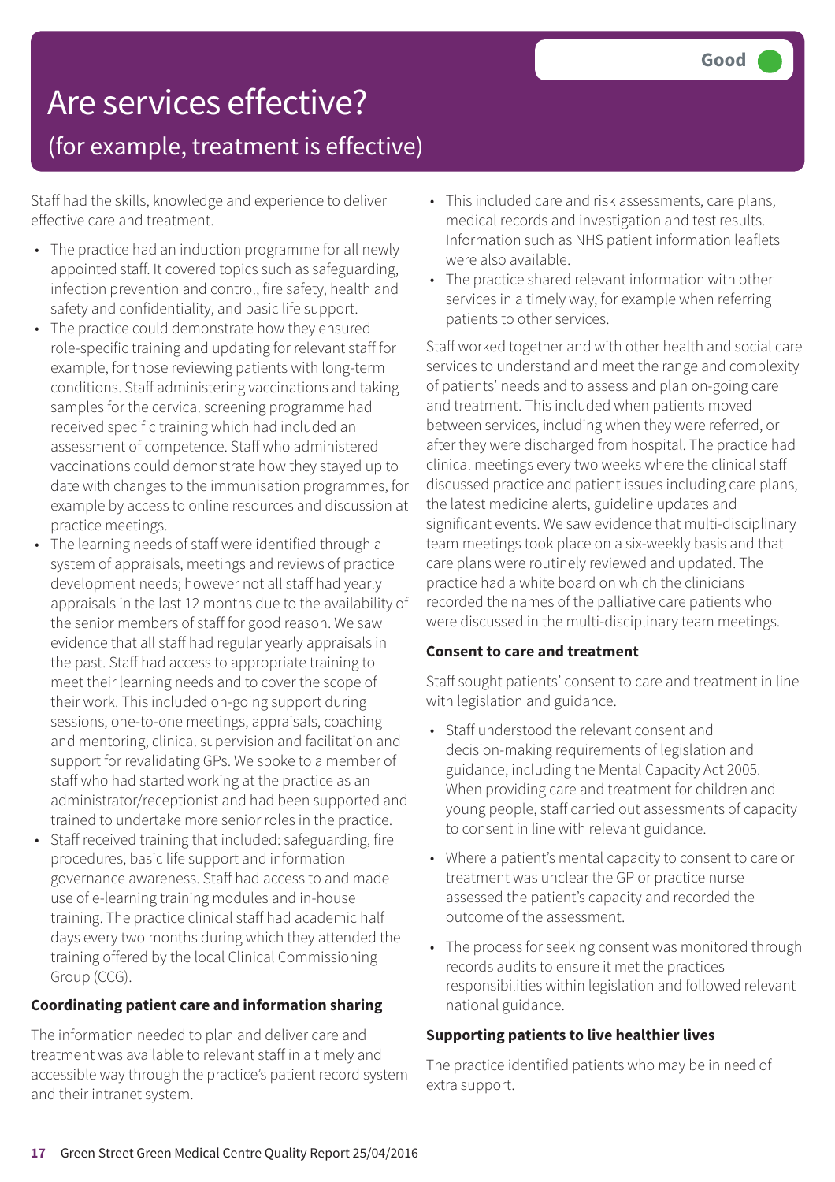# Are services effective?

## (for example, treatment is effective)

**Good**

Staff had the skills, knowledge and experience to deliver effective care and treatment.

- The practice had an induction programme for all newly appointed staff. It covered topics such as safeguarding, infection prevention and control, fire safety, health and safety and confidentiality, and basic life support.
- The practice could demonstrate how they ensured role-specific training and updating for relevant staff for example, for those reviewing patients with long-term conditions. Staff administering vaccinations and taking samples for the cervical screening programme had received specific training which had included an assessment of competence. Staff who administered vaccinations could demonstrate how they stayed up to date with changes to the immunisation programmes, for example by access to online resources and discussion at practice meetings.
- The learning needs of staff were identified through a system of appraisals, meetings and reviews of practice development needs; however not all staff had yearly appraisals in the last 12 months due to the availability of the senior members of staff for good reason. We saw evidence that all staff had regular yearly appraisals in the past. Staff had access to appropriate training to meet their learning needs and to cover the scope of their work. This included on-going support during sessions, one-to-one meetings, appraisals, coaching and mentoring, clinical supervision and facilitation and support for revalidating GPs. We spoke to a member of staff who had started working at the practice as an administrator/receptionist and had been supported and trained to undertake more senior roles in the practice.
- Staff received training that included: safeguarding, fire procedures, basic life support and information governance awareness. Staff had access to and made use of e-learning training modules and in-house training. The practice clinical staff had academic half days every two months during which they attended the training offered by the local Clinical Commissioning Group (CCG).

**Coordinating patient care and information sharing**

The information needed to plan and deliver care and treatment was available to relevant staff in a timely and accessible way through the practice's patient record system and their intranet system.

- This included care and risk assessments, care plans, medical records and investigation and test results. Information such as NHS patient information leaflets were also available.
- The practice shared relevant information with other services in a timely way, for example when referring patients to other services.

Staff worked together and with other health and social care services to understand and meet the range and complexity of patients' needs and to assess and plan on-going care and treatment. This included when patients moved between services, including when they were referred, or after they were discharged from hospital. The practice had clinical meetings every two weeks where the clinical staff discussed practice and patient issues including care plans, the latest medicine alerts, guideline updates and significant events. We saw evidence that multi-disciplinary team meetings took place on a six-weekly basis and that care plans were routinely reviewed and updated. The practice had a white board on which the clinicians recorded the names of the palliative care patients who were discussed in the multi-disciplinary team meetings.

**Consent to care and treatment**

Staff sought patients' consent to care and treatment in line with legislation and guidance.

- Staff understood the relevant consent and decision-making requirements of legislation and guidance, including the Mental Capacity Act 2005. When providing care and treatment for children and young people, staff carried out assessments of capacity to consent in line with relevant guidance.
- Where a patient's mental capacity to consent to care or treatment was unclear the GP or practice nurse assessed the patient's capacity and recorded the outcome of the assessment.
- The process for seeking consent was monitored through records audits to ensure it met the practices responsibilities within legislation and followed relevant national guidance.

**Supporting patients to live healthier lives**

The practice identified patients who may be in need of extra support.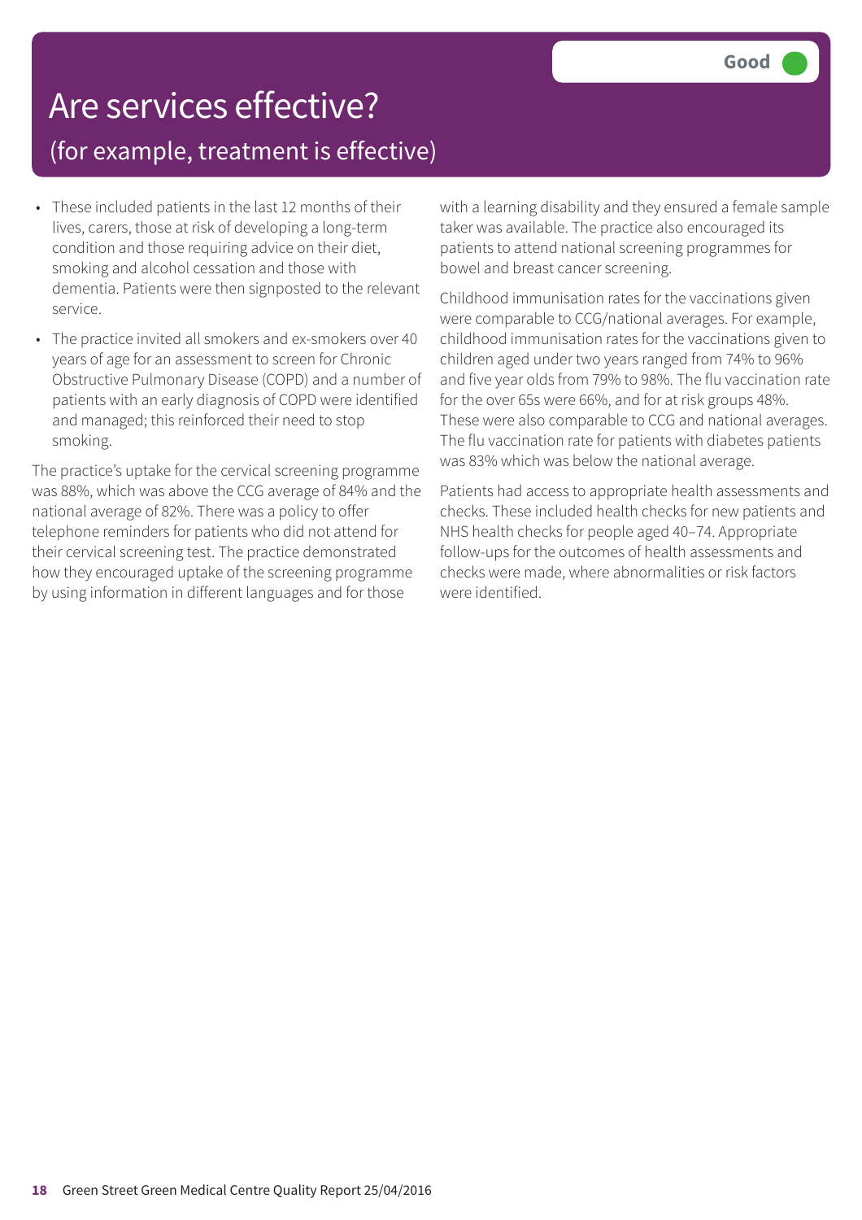# Are services effective?

## (for example, treatment is effective)

Good

- These included patients in the last 12 months of their lives, carers, those at risk of developing a long-term condition and those requiring advice on their diet, smoking and alcohol cessation and those with dementia. Patients were then signposted to the relevant service.
- The practice invited all smokers and ex-smokers over 40 years of age for an assessment to screen for Chronic Obstructive Pulmonary Disease (COPD) and a number of patients with an early diagnosis of COPD were identified and managed; this reinforced their need to stop smoking.

The practice's uptake for the cervical screening programme was 88%, which was above the CCG average of 84% and the national average of 82%. There was a policy to offer telephone reminders for patients who did not attend for their cervical screening test. The practice demonstrated how they encouraged uptake of the screening programme by using information in different languages and for those with a learning disability and they ensured a female sample taker was available. The practice also encouraged its patients to attend national screening programmes for bowel and breast cancer screening.

Childhood immunisation rates for the vaccinations given were comparable to CCG/national averages. For example, childhood immunisation rates for the vaccinations given to children aged under two years ranged from 74% to 96% and five year olds from 79% to 98%. The flu vaccination rate for the over 65s were 66%, and for at risk groups 48%. These were also comparable to CCG and national averages. The flu vaccination rate for patients with diabetes patients was 83% which was below the national average.

Patients had access to appropriate health assessments and checks. These included health checks for new patients and NHS health checks for people aged 40–74. Appropriate follow-ups for the outcomes of health assessments and checks were made, where abnormalities or risk factors were identified.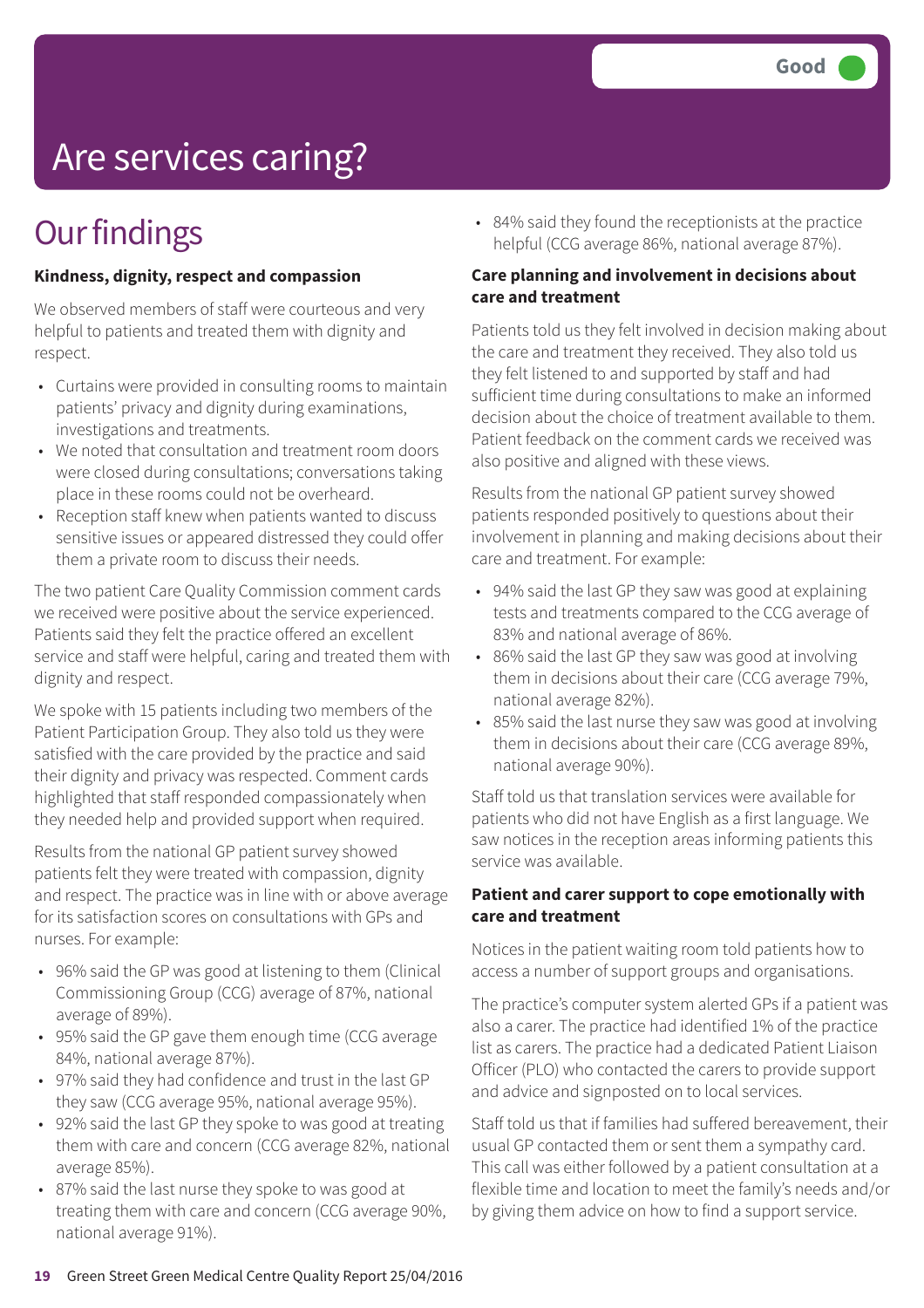Good

# Are services caring?

## Our findings

**Kindness, dignity, respect and compassion**

We observed members of staff were courteous and very helpful to patients and treated them with dignity and respect.

- Curtains were provided in consulting rooms to maintain patients' privacy and dignity during examinations, investigations and treatments.
- We noted that consultation and treatment room doors were closed during consultations; conversations taking place in these rooms could not be overheard.
- Reception staff knew when patients wanted to discuss sensitive issues or appeared distressed they could offer them a private room to discuss their needs.

The two patient Care Quality Commission comment cards we received were positive about the service experienced. Patients said they felt the practice offered an excellent service and staff were helpful, caring and treated them with dignity and respect.

We spoke with 15 patients including two members of the Patient Participation Group. They also told us they were satisfied with the care provided by the practice and said their dignity and privacy was respected. Comment cards highlighted that staff responded compassionately when they needed help and provided support when required.

Results from the national GP patient survey showed patients felt they were treated with compassion, dignity and respect. The practice was in line with or above average for its satisfaction scores on consultations with GPs and nurses. For example:

- 96% said the GP was good at listening to them (Clinical Commissioning Group (CCG) average of 87%, national average of 89%).
- 95% said the GP gave them enough time (CCG average 84%, national average 87%).
- 97% said they had confidence and trust in the last GP they saw (CCG average 95%, national average 95%).
- 92% said the last GP they spoke to was good at treating them with care and concern (CCG average 82%, national average 85%).
- 87% said the last nurse they spoke to was good at treating them with care and concern (CCG average 90%, national average 91%).
- 84% said they found the receptionists at the practice helpful (CCG average 86%, national average 87%).

**Care planning and involvement in decisions about care and treatment**

Patients told us they felt involved in decision making about the care and treatment they received. They also told us they felt listened to and supported by staff and had sufficient time during consultations to make an informed decision about the choice of treatment available to them. Patient feedback on the comment cards we received was also positive and aligned with these views.

Results from the national GP patient survey showed patients responded positively to questions about their involvement in planning and making decisions about their care and treatment. For example:

- 94% said the last GP they saw was good at explaining tests and treatments compared to the CCG average of 83% and national average of 86%.
- 86% said the last GP they saw was good at involving them in decisions about their care (CCG average 79%, national average 82%).
- 85% said the last nurse they saw was good at involving them in decisions about their care (CCG average 89%, national average 90%).

Staff told us that translation services were available for patients who did not have English as a first language. We saw notices in the reception areas informing patients this service was available.

**Patient and carer support to cope emotionally with care and treatment**

Notices in the patient waiting room told patients how to access a number of support groups and organisations.

The practice's computer system alerted GPs if a patient was also a carer. The practice had identified 1% of the practice list as carers. The practice had a dedicated Patient Liaison Officer (PLO) who contacted the carers to provide support and advice and signposted on to local services.

Staff told us that if families had suffered bereavement, their usual GP contacted them or sent them a sympathy card. This call was either followed by a patient consultation at a flexible time and location to meet the family's needs and/or by giving them advice on how to find a support service.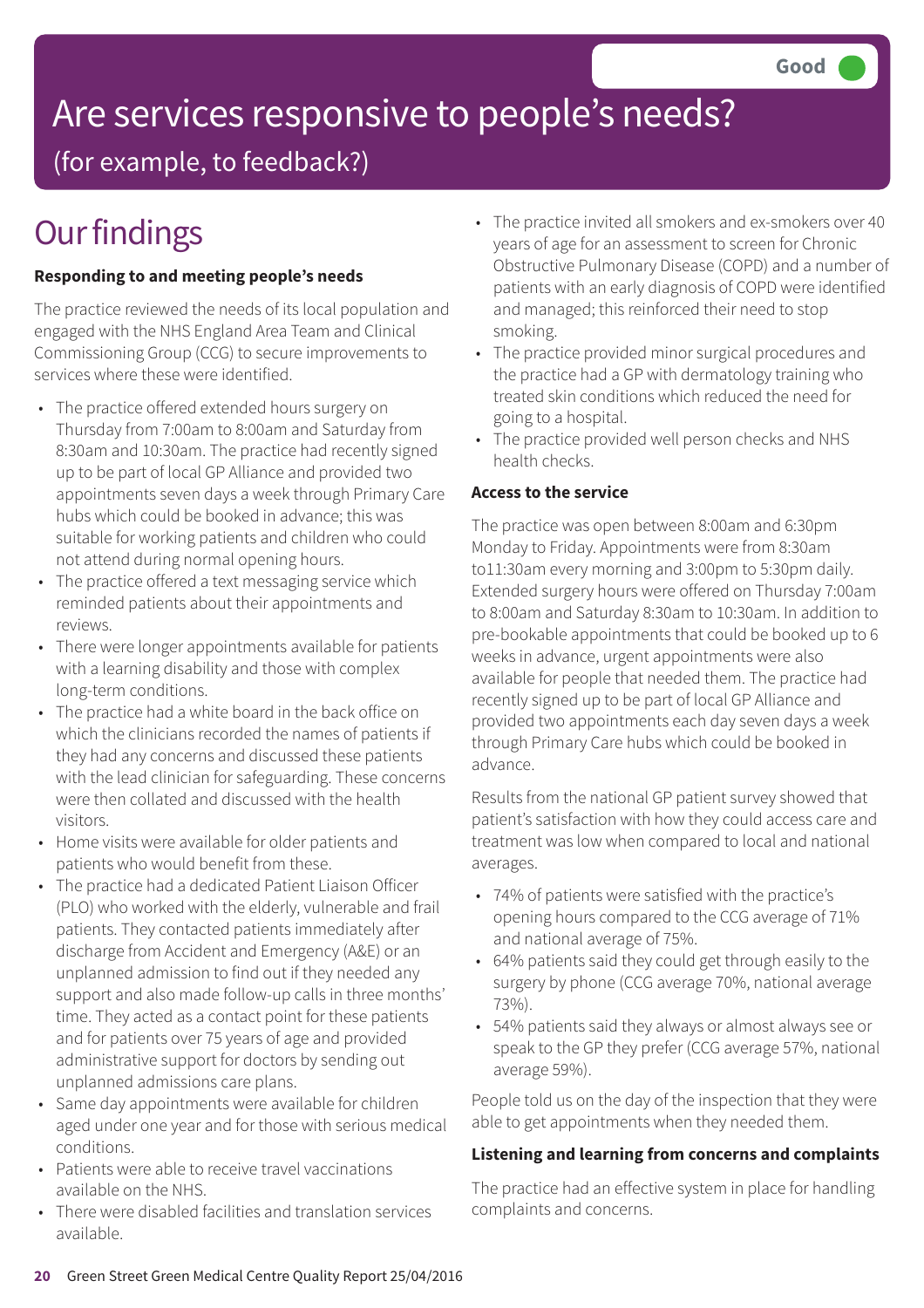Good

# Are services responsive to people's needs?

(for example, to feedback?)

## Our findings

**Responding to and meeting people's needs**

The practice reviewed the needs of its local population and engaged with the NHS England Area Team and Clinical Commissioning Group (CCG) to secure improvements to services where these were identified.

- The practice offered extended hours surgery on Thursday from 7:00am to 8:00am and Saturday from 8:30am and 10:30am. The practice had recently signed up to be part of local GP Alliance and provided two appointments seven days a week through Primary Care hubs which could be booked in advance; this was suitable for working patients and children who could not attend during normal opening hours.
- The practice offered a text messaging service which reminded patients about their appointments and reviews.
- There were longer appointments available for patients with a learning disability and those with complex long-term conditions.
- The practice had a white board in the back office on which the clinicians recorded the names of patients if they had any concerns and discussed these patients with the lead clinician for safeguarding. These concerns were then collated and discussed with the health visitors.
- Home visits were available for older patients and patients who would benefit from these.
- The practice had a dedicated Patient Liaison Officer (PLO) who worked with the elderly, vulnerable and frail patients. They contacted patients immediately after discharge from Accident and Emergency (A&E) or an unplanned admission to find out if they needed any support and also made follow-up calls in three months' time. They acted as a contact point for these patients and for patients over 75 years of age and provided administrative support for doctors by sending out unplanned admissions care plans.
- Same day appointments were available for children aged under one year and for those with serious medical conditions.
- Patients were able to receive travel vaccinations available on the NHS.
- There were disabled facilities and translation services available.
- The practice invited all smokers and ex-smokers over 40 years of age for an assessment to screen for Chronic Obstructive Pulmonary Disease (COPD) and a number of patients with an early diagnosis of COPD were identified and managed; this reinforced their need to stop smoking.
- The practice provided minor surgical procedures and the practice had a GP with dermatology training who treated skin conditions which reduced the need for going to a hospital.
- The practice provided well person checks and NHS health checks.

**Access to the service**

The practice was open between 8:00am and 6:30pm Monday to Friday. Appointments were from 8:30am to11:30am every morning and 3:00pm to 5:30pm daily. Extended surgery hours were offered on Thursday 7:00am to 8:00am and Saturday 8:30am to 10:30am. In addition to pre-bookable appointments that could be booked up to 6 weeks in advance, urgent appointments were also available for people that needed them. The practice had recently signed up to be part of local GP Alliance and provided two appointments each day seven days a week through Primary Care hubs which could be booked in advance.

Results from the national GP patient survey showed that patient's satisfaction with how they could access care and treatment was low when compared to local and national averages.

- 74% of patients were satisfied with the practice's opening hours compared to the CCG average of 71% and national average of 75%.
- 64% patients said they could get through easily to the surgery by phone (CCG average 70%, national average 73%).
- 54% patients said they always or almost always see or speak to the GP they prefer (CCG average 57%, national average 59%).

People told us on the day of the inspection that they were able to get appointments when they needed them.

**Listening and learning from concerns and complaints**

The practice had an effective system in place for handling complaints and concerns.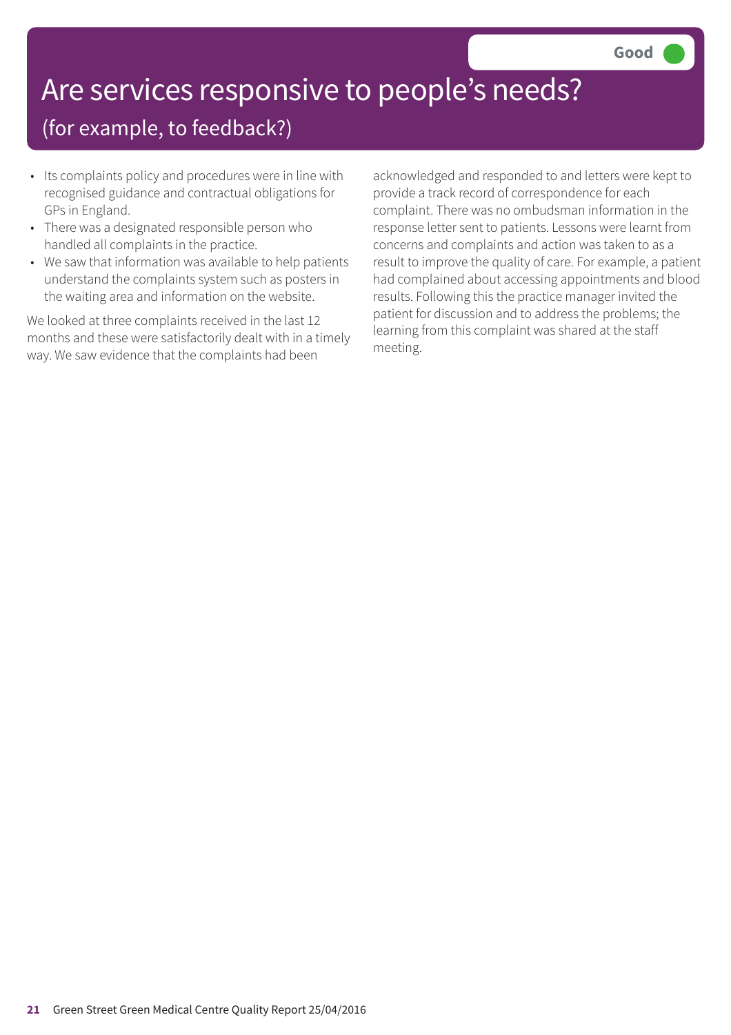# Are services responsive to people's needs?

## (for example, to feedback?)

**Good**

- Its complaints policy and procedures were in line with recognised guidance and contractual obligations for GPs in England.
- There was a designated responsible person who handled all complaints in the practice.
- We saw that information was available to help patients understand the complaints system such as posters in the waiting area and information on the website.

We looked at three complaints received in the last 12 months and these were satisfactorily dealt with in a timely way. We saw evidence that the complaints had been acknowledged and responded to and letters were kept to provide a track record of correspondence for each complaint. There was no ombudsman information in the response letter sent to patients. Lessons were learnt from concerns and complaints and action was taken to as a result to improve the quality of care. For example, a patient had complained about accessing appointments and blood results. Following this the practice manager invited the patient for discussion and to address the problems; the learning from this complaint was shared at the staff meeting.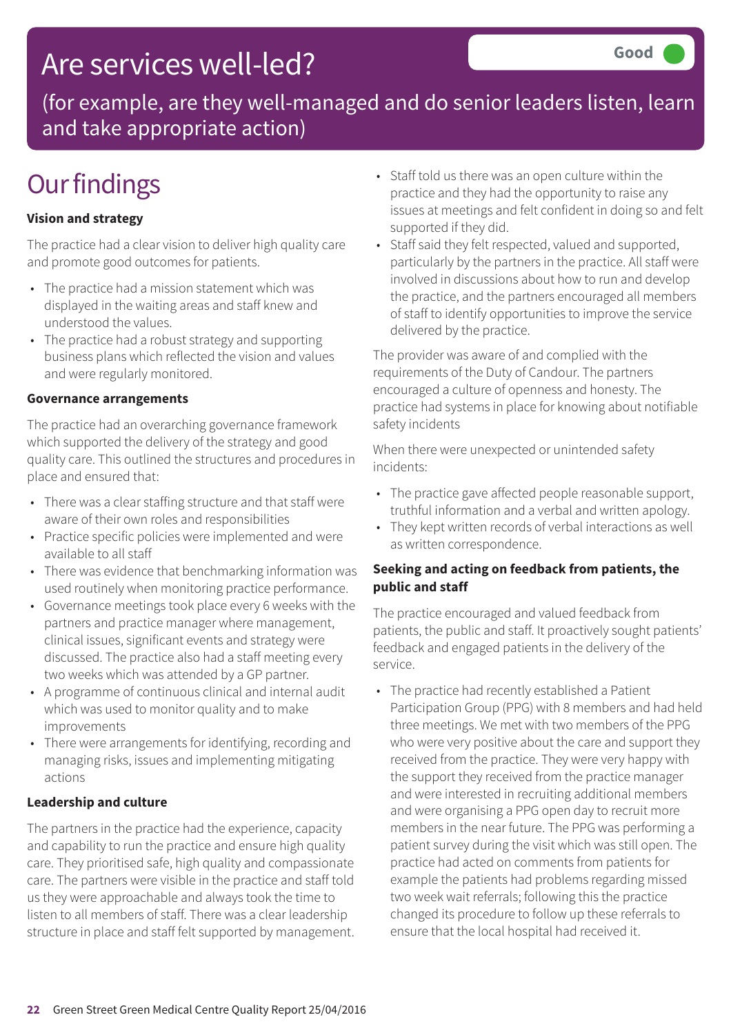# Are services well-led?

**Good**

(for example, are they well-managed and do senior leaders listen, learn and take appropriate action)

## Our findings

**Vision and strategy**

The practice had a clear vision to deliver high quality care and promote good outcomes for patients.

- The practice had a mission statement which was displayed in the waiting areas and staff knew and understood the values.
- The practice had a robust strategy and supporting business plans which reflected the vision and values and were regularly monitored.

**Governance arrangements**

The practice had an overarching governance framework which supported the delivery of the strategy and good quality care. This outlined the structures and procedures in place and ensured that:

- There was a clear staffing structure and that staff were aware of their own roles and responsibilities
- Practice specific policies were implemented and were available to all staff
- There was evidence that benchmarking information was used routinely when monitoring practice performance.
- Governance meetings took place every 6 weeks with the partners and practice manager where management, clinical issues, significant events and strategy were discussed. The practice also had a staff meeting every two weeks which was attended by a GP partner.
- A programme of continuous clinical and internal audit which was used to monitor quality and to make improvements
- There were arrangements for identifying, recording and managing risks, issues and implementing mitigating actions

**Leadership and culture**

The partners in the practice had the experience, capacity and capability to run the practice and ensure high quality care. They prioritised safe, high quality and compassionate care. The partners were visible in the practice and staff told us they were approachable and always took the time to listen to all members of staff. There was a clear leadership structure in place and staff felt supported by management.

- Staff told us there was an open culture within the practice and they had the opportunity to raise any issues at meetings and felt confident in doing so and felt supported if they did.
- Staff said they felt respected, valued and supported, particularly by the partners in the practice. All staff were involved in discussions about how to run and develop the practice, and the partners encouraged all members of staff to identify opportunities to improve the service delivered by the practice.

The provider was aware of and complied with the requirements of the Duty of Candour. The partners encouraged a culture of openness and honesty. The practice had systems in place for knowing about notifiable safety incidents

When there were unexpected or unintended safety incidents:

- The practice gave affected people reasonable support, truthful information and a verbal and written apology.
- They kept written records of verbal interactions as well as written correspondence.

**Seeking and acting on feedback from patients, the public and staff**

The practice encouraged and valued feedback from patients, the public and staff. It proactively sought patients' feedback and engaged patients in the delivery of the service.

- The practice had recently established a Patient Participation Group (PPG) with 8 members and had held three meetings. We met with two members of the PPG who were very positive about the care and support they received from the practice. They were very happy with the support they received from the practice manager and were interested in recruiting additional members and were organising a PPG open day to recruit more members in the near future. The PPG was performing a patient survey during the visit which was still open. The practice had acted on comments from patients for example the patients had problems regarding missed two week wait referrals; following this the practice changed its procedure to follow up these referrals to ensure that the local hospital had received it.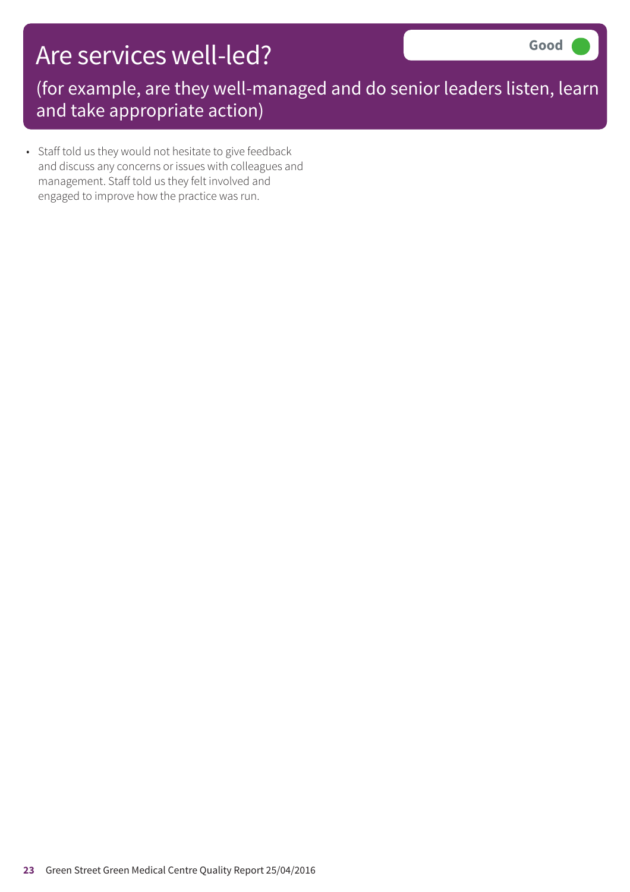# Are services well-led?

**Good**

(for example, are they well-managed and do senior leaders listen, learn and take appropriate action)

- Staff told us they would not hesitate to give feedback and discuss any concerns or issues with colleagues and management. Staff told us they felt involved and engaged to improve how the practice was run.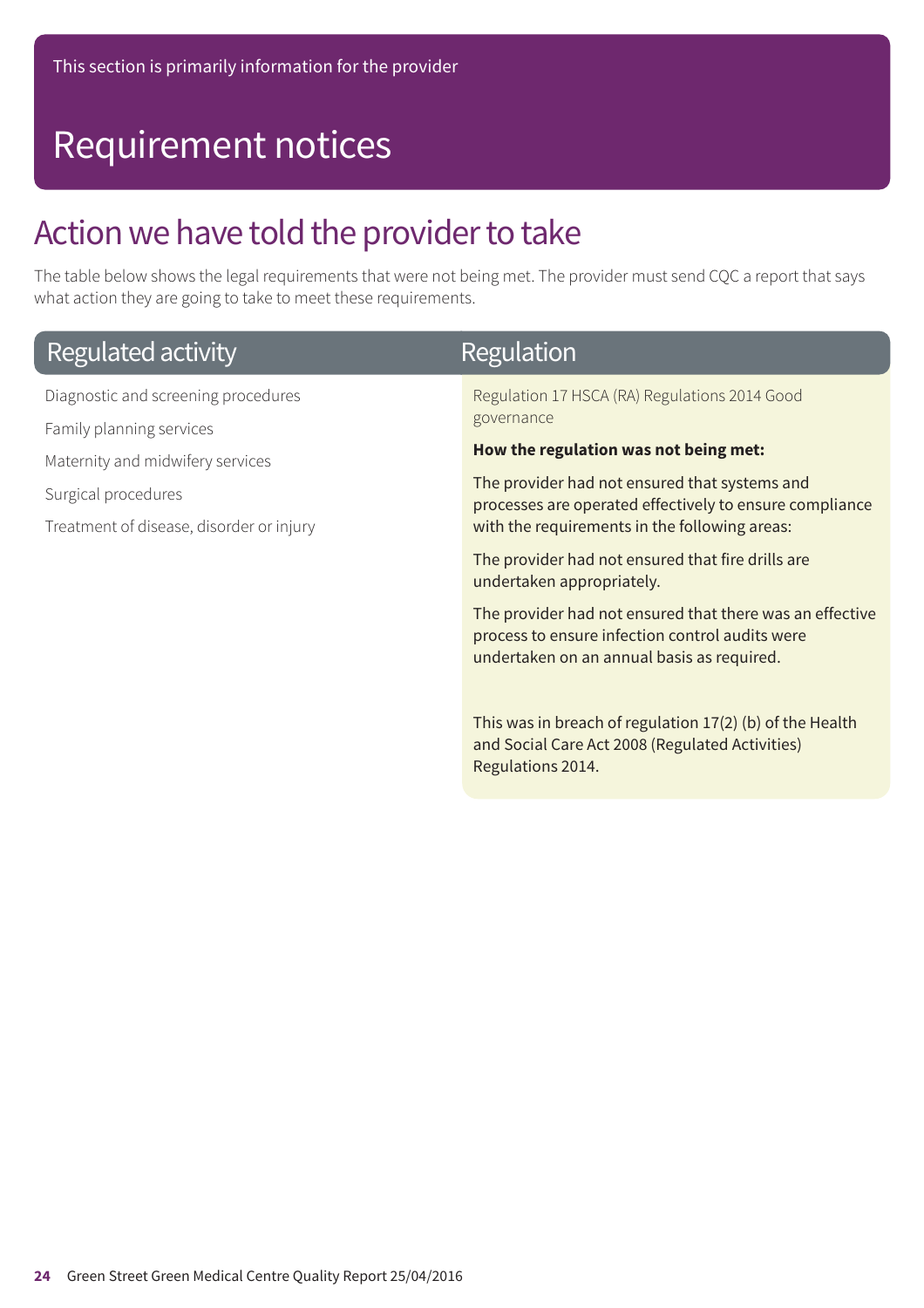This section is primarily information for the provider

# Requirement notices

## Action we have told the provider to take

The table below shows the legal requirements that were not being met. The provider must send CQC a report that says what action they are going to take to meet these requirements.

| Regulated activity | Regulation |
|---|---|
| Diagnostic and screening procedures<br>Family planning services<br>Maternity and midwifery services<br>Surgical procedures<br>Treatment of disease, disorder or injury | Regulation 17 HSCA (RA) Regulations 2014 Good governance<br><br>**How the regulation was not being met:**<br><br>The provider had not ensured that systems and processes are operated effectively to ensure compliance with the requirements in the following areas:<br><br>The provider had not ensured that fire drills are undertaken appropriately.<br><br>The provider had not ensured that there was an effective process to ensure infection control audits were undertaken on an annual basis as required.<br><br>This was in breach of regulation 17(2) (b) of the Health and Social Care Act 2008 (Regulated Activities) Regulations 2014. |